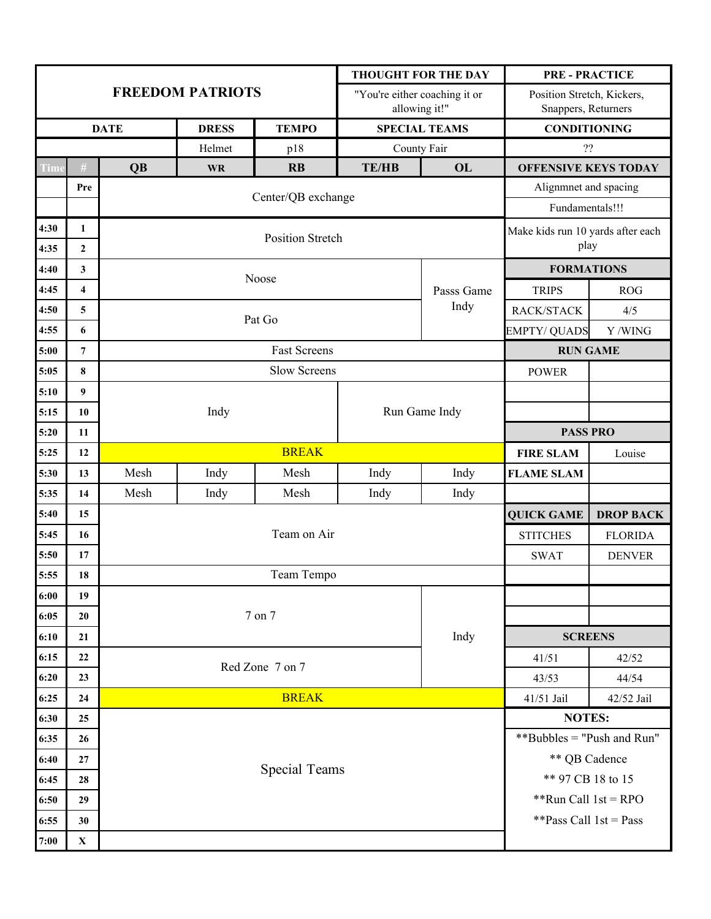| FREEDOM PATRIOTS | | | | | | | THOUGHT FOR THE DAY | | PRE - PRACTICE | |
|---|---|---|---|---|---|---|---|---|---|---|
| | | | | | | | "You're either coaching it or allowing it!" | | Position Stretch, Kickers, Snappers, Returners | |
| DATE | | | DRESS | TEMPO | | | SPECIAL TEAMS | | CONDITIONING | |
| | | | Helmet | p18 | | | County Fair | | ?? | |
| Time | # | QB | WR | RB | TE/HB | OL | | | OFFENSIVE KEYS TODAY | |
| | Pre | Center/QB exchange | | | | | | | Alignmnet and spacing | |
| | | | | | | | | | Fundamentals!!! | |
| 4:30 | 1 | Position Stretch | | | | | | | Make kids run 10 yards after each play | |
| 4:35 | 2 | | | | | | | | | |
| 4:40 | 3 | Noose | | | | Passs Game Indy | | | FORMATIONS | |
| 4:45 | 4 | | | | | | | | TRIPS | ROG |
| 4:50 | 5 | Pat Go | | | | | | | RACK/STACK | 4/5 |
| 4:55 | 6 | | | | | | | | EMPTY/ QUADS | Y /WING |
| 5:00 | 7 | Fast Screens | | | | | | | RUN GAME | |
| 5:05 | 8 | Slow Screens | | | | | | | POWER | |
| 5:10 | 9 | Indy | | | Run Game Indy | | | | | |
| 5:15 | 10 | | | | | | | | | |
| 5:20 | 11 | | | | | | | | PASS PRO | |
| 5:25 | 12 | BREAK | | | | | | | **FIRE SLAM** | Louise |
| 5:30 | 13 | Mesh | Indy | Mesh | Indy | Indy | | | **FLAME SLAM** | |
| 5:35 | 14 | Mesh | Indy | Mesh | Indy | Indy | | | | |
| 5:40 | 15 | Team on Air | | | | | | | QUICK GAME | DROP BACK |
| 5:45 | 16 | | | | | | | | STITCHES | FLORIDA |
| 5:50 | 17 | | | | | | | | SWAT | DENVER |
| 5:55 | 18 | Team Tempo | | | | | | | | |
| 6:00 | 19 | 7 on 7 | | | | Indy | | | | |
| 6:05 | 20 | | | | | | | | | |
| 6:10 | 21 | | | | | | | | SCREENS | |
| 6:15 | 22 | Red Zone 7 on 7 | | | | | | | 41/51 | 42/52 |
| 6:20 | 23 | | | | | | | | 43/53 | 44/54 |
| 6:25 | 24 | BREAK | | | | | | | 41/51 Jail | 42/52 Jail |
| 6:30 | 25 | Special Teams | | | | | | | NOTES: | |
| 6:35 | 26 | | | | | | | | **Bubbles = "Push and Run" | |
| 6:40 | 27 | | | | | | | | ** QB Cadence | |
| 6:45 | 28 | | | | | | | | ** 97 CB 18 to 15 | |
| 6:50 | 29 | | | | | | | | **Run Call 1st = RPO | |
| 6:55 | 30 | | | | | | | | **Pass Call 1st = Pass | |
| 7:00 | X | | | | | | | | | |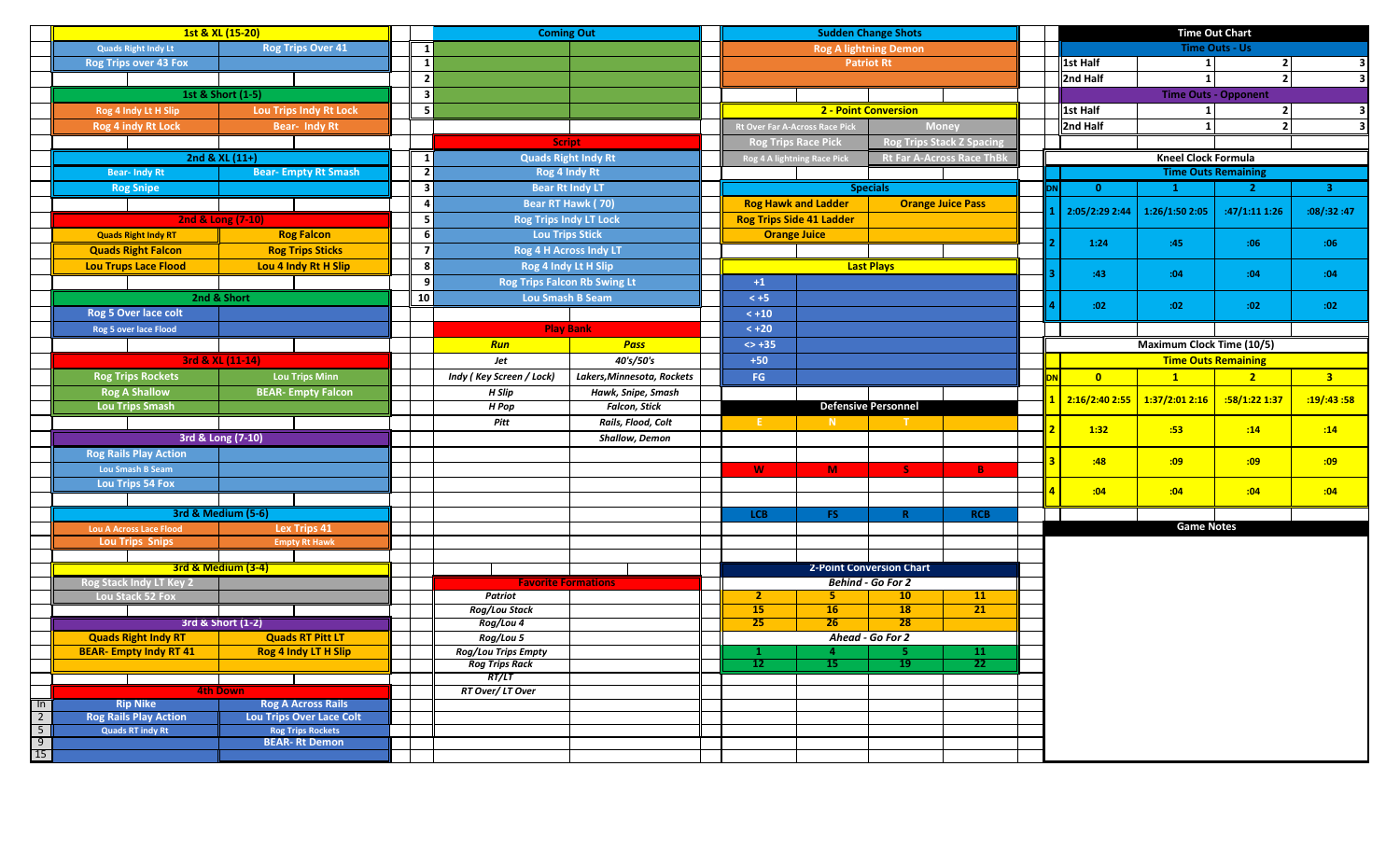## 1st & XL (15-20)

| | |
|---|---|
| Quads Right Indy Lt | Rog Trips Over 41 |
| Rog Trips over 43 Fox | |

## 1st & Short (1-5)

| | |
|---|---|
| Rog 4 Indy Lt H Slip | Lou Trips Indy Rt Lock |
| Rog 4 indy Rt Lock | Bear- Indy Rt |

## 2nd & XL (11+)

| | |
|---|---|
| Bear- Indy Rt | Bear- Empty Rt Smash |
| Rog Snipe | |

## 2nd & Long (7-10)

| | |
|---|---|
| Quads Right Indy RT | Rog Falcon |
| Quads Right Falcon | Rog Trips Sticks |
| Lou Trups Lace Flood | Lou 4 Indy Rt H Slip |

## 2nd & Short

| | |
|---|---|
| Rog 5 Over lace colt | |
| Rog 5 over lace Flood | |

## 3rd & XL (11-14)

| | |
|---|---|
| Rog Trips Rockets | Lou Trips Minn |
| Rog A Shallow | BEAR- Empty Falcon |
| Lou Trips Smash | |

## 3rd & Long (7-10)

| | |
|---|---|
| Rog Rails Play Action | |
| Lou Smash B Seam | |
| Lou Trips 54 Fox | |

## 3rd & Medium (5-6)

| | |
|---|---|
| Lou A Across Lace Flood | Lex Trips 41 |
| Lou Trips Snips | Empty Rt Hawk |

## 3rd & Medium (3-4)

| | |
|---|---|
| Rog Stack Indy LT Key 2 | |
| Lou Stack 52 Fox | |

## 3rd & Short (1-2)

| | |
|---|---|
| Quads Right Indy RT | Quads RT Pitt LT |
| BEAR- Empty Indy RT 41 | Rog 4 Indy LT H Slip |

## 4th Down

| | | |
|---|---|---|
| In | Rip Nike | Rog A Across Rails |
| 2 | Rog Rails Play Action | Lou Trips Over Lace Colt |
| 5 | Quads RT indy Rt | Rog Trips Rockets |
| 9 | | BEAR- Rt Demon |
| 15 | | |

## Coming Out

| | | |
|---|---|---|
| 1 | | |
| 1 | | |
| 2 | | |
| 3 | | |
| 5 | | |

## Script

| | |
|---|---|
| 1 | Quads Right Indy Rt |
| 2 | Rog 4 Indy Rt |
| 3 | Bear Rt Indy LT |
| 4 | Bear RT Hawk ( 70) |
| 5 | Rog Trips Indy LT Lock |
| 6 | Lou Trips Stick |
| 7 | Rog 4 H Across Indy LT |
| 8 | Rog 4 Indy Lt H Slip |
| 9 | Rog Trips Falcon Rb Swing Lt |
| 10 | Lou Smash B Seam |

## Play Bank

| Run | Pass |
|---|---|
| *Jet* | *40's/50's* |
| *Indy ( Key Screen / Lock)* | *Lakers,Minnesota, Rockets* |
| *H Slip* | *Hawk, Snipe, Smash* |
| *H Pop* | *Falcon, Stick* |
| *Pitt* | *Rails, Flood, Colt* |
| | *Shallow, Demon* |

## Favorite Formations

*Patriot*
*Rog/Lou Stack*
*Rog/Lou 4*
*Rog/Lou 5*
*Rog/Lou Trips Empty*
*Rog Trips Rack*
*RT/LT*
*RT Over/ LT Over*

## Sudden Change Shots

Rog A lightning Demon
Patriot Rt

## 2 - Point Conversion

| | |
|---|---|
| Rt Over Far A-Across Race Pick | Money |
| Rog Trips Race Pick | Rog Trips Stack Z Spacing |
| Rog 4 A lightning Race Pick | Rt Far A-Across Race ThBk |

## Specials

| | |
|---|---|
| Rog Hawk and Ladder | Orange Juice Pass |
| Rog Trips Side 41 Ladder | |
| Orange Juice | |

## Last Plays

| | |
|---|---|
| +1 | |
| < +5 | |
| < +10 | |
| < +20 | |
| <> +35 | |
| +50 | |
| FG | |

## Defensive Personnel

| E | N | T | |
|---|---|---|---|
| | | | |
| W | M | S | B |
| | | | |
| LCB | FS | R | RCB |

## 2-Point Conversion Chart

| | | | |
|---|---|---|---|
| *Behind - Go For 2* | | | |
| 2 | 5 | 10 | 11 |
| 15 | 16 | 18 | 21 |
| 25 | 26 | 28 | |
| *Ahead - Go For 2* | | | |
| 1 | 4 | 5 | 11 |
| 12 | 15 | 19 | 22 |

## Time Out Chart

| Time Outs - Us | | | |
|---|---|---|---|
| 1st Half | 1 | 2 | 3 |
| 2nd Half | 1 | 2 | 3 |
| **Time Outs - Opponent** | | | |
| 1st Half | 1 | 2 | 3 |
| 2nd Half | 1 | 2 | 3 |

## Kneel Clock Formula

| Time Outs Remaining | | | | |
|---|---|---|---|---|
| DN | 0 | 1 | 2 | 3 |
| 1 | 2:05/2:29 2:44 | 1:26/1:50 2:05 | :47/1:11 1:26 | :08/:32 :47 |
| 2 | 1:24 | :45 | :06 | :06 |
| 3 | :43 | :04 | :04 | :04 |
| 4 | :02 | :02 | :02 | :02 |

## Maximum Clock Time (10/5)

| Time Outs Remaining | | | | |
|---|---|---|---|---|
| DN | 0 | 1 | 2 | 3 |
| 1 | 2:16/2:40 2:55 | 1:37/2:01 2:16 | :58/1:22 1:37 | :19/:43 :58 |
| 2 | 1:32 | :53 | :14 | :14 |
| 3 | :48 | :09 | :09 | :09 |
| 4 | :04 | :04 | :04 | :04 |

## Game Notes